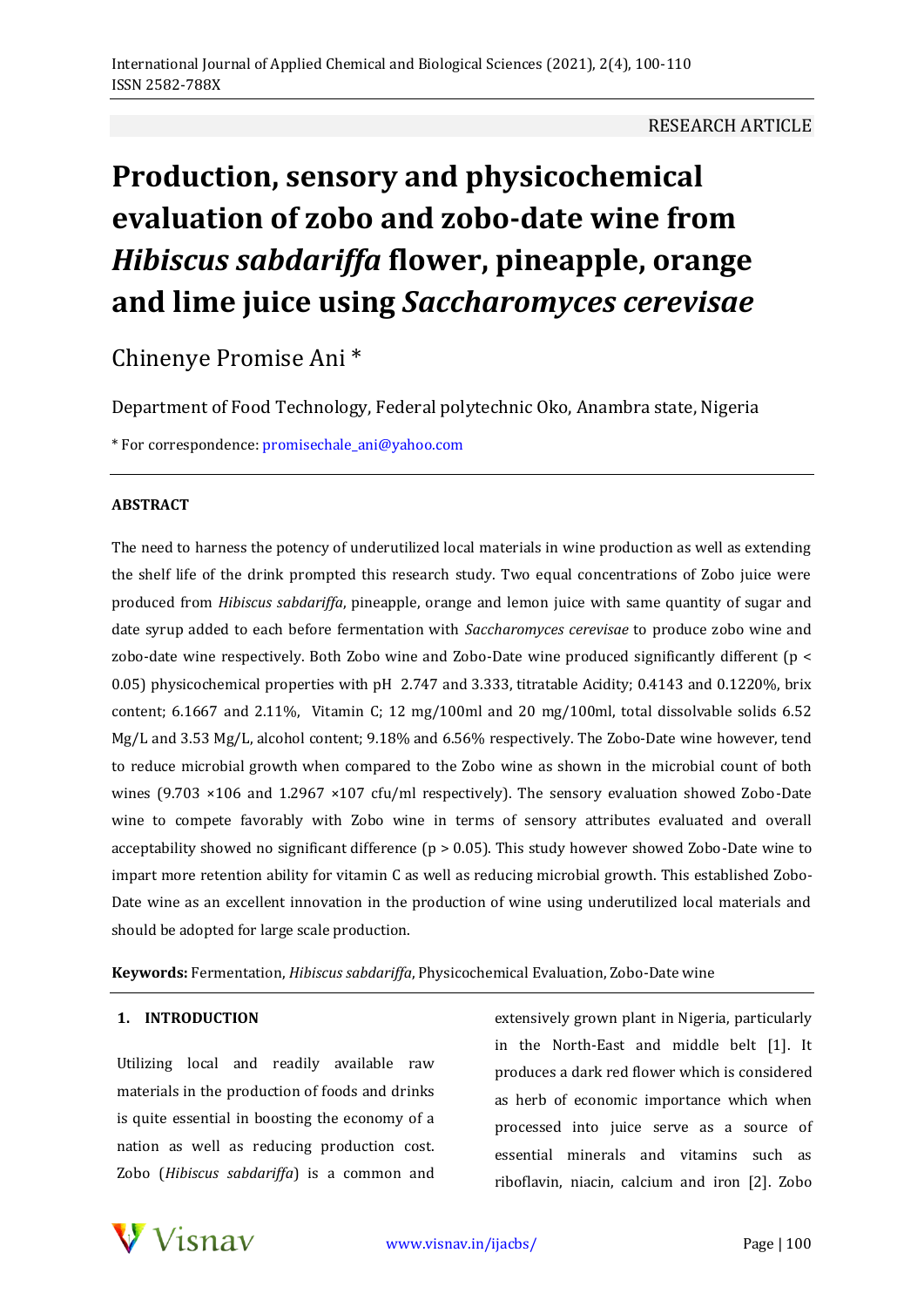RESEARCH ARTICLE

# Production, sensory and physicochemical evaluation of zobo and zobo-date wine from *Hibiscus sabdariffa* flower, pineapple, orange and lime juice using *Saccharomyces cerevisae*

Chinenye Promise Ani *

Department of Food Technology, Federal polytechnic Oko, Anambra state, Nigeria

* For correspondence: promisechale_ani@yahoo.com

**ABSTRACT**

The need to harness the potency of underutilized local materials in wine production as well as extending the shelf life of the drink prompted this research study. Two equal concentrations of Zobo juice were produced from *Hibiscus sabdariffa*, pineapple, orange and lemon juice with same quantity of sugar and date syrup added to each before fermentation with *Saccharomyces cerevisae* to produce zobo wine and zobo-date wine respectively. Both Zobo wine and Zobo-Date wine produced significantly different ($p < 0.05$) physicochemical properties with pH 2.747 and 3.333, titratable Acidity; 0.4143 and 0.1220%, brix content; 6.1667 and 2.11%, Vitamin C; 12 mg/100ml and 20 mg/100ml, total dissolvable solids 6.52 Mg/L and 3.53 Mg/L, alcohol content; 9.18% and 6.56% respectively. The Zobo-Date wine however, tend to reduce microbial growth when compared to the Zobo wine as shown in the microbial count of both wines ($9.703 \times 10^6$ and $1.2967 \times 10^7$ cfu/ml respectively). The sensory evaluation showed Zobo-Date wine to compete favorably with Zobo wine in terms of sensory attributes evaluated and overall acceptability showed no significant difference ($p > 0.05$). This study however showed Zobo-Date wine to impart more retention ability for vitamin C as well as reducing microbial growth. This established Zobo-Date wine as an excellent innovation in the production of wine using underutilized local materials and should be adopted for large scale production.

**Keywords:** Fermentation, *Hibiscus sabdariffa*, Physicochemical Evaluation, Zobo-Date wine

## 1. INTRODUCTION

Utilizing local and readily available raw materials in the production of foods and drinks is quite essential in boosting the economy of a nation as well as reducing production cost. Zobo (*Hibiscus sabdariffa*) is a common and extensively grown plant in Nigeria, particularly in the North-East and middle belt [1]. It produces a dark red flower which is considered as herb of economic importance which when processed into juice serve as a source of essential minerals and vitamins such as riboflavin, niacin, calcium and iron [2]. Zobo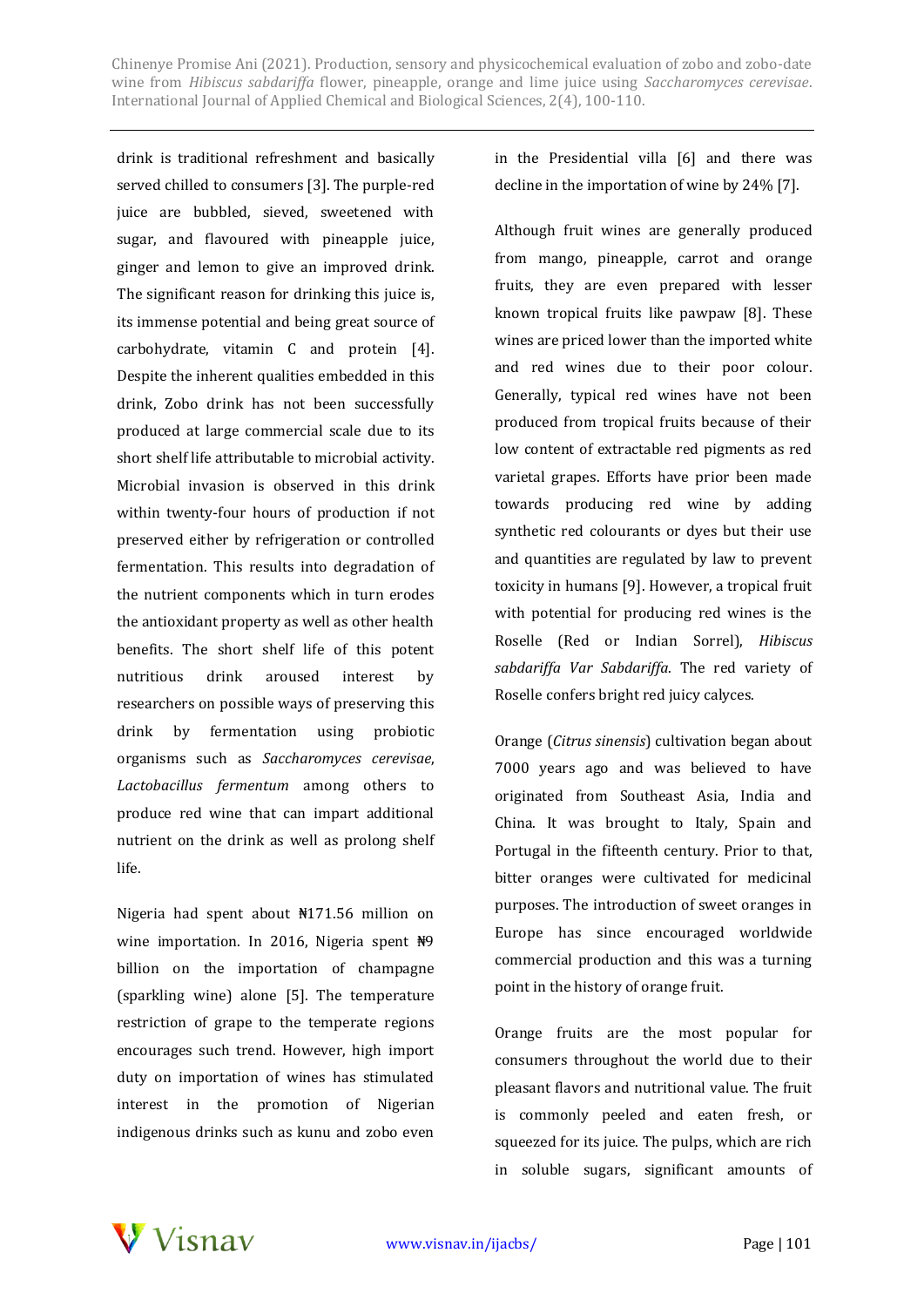drink is traditional refreshment and basically served chilled to consumers [3]. The purple-red juice are bubbled, sieved, sweetened with sugar, and flavoured with pineapple juice, ginger and lemon to give an improved drink. The significant reason for drinking this juice is, its immense potential and being great source of carbohydrate, vitamin C and protein [4]. Despite the inherent qualities embedded in this drink, Zobo drink has not been successfully produced at large commercial scale due to its short shelf life attributable to microbial activity. Microbial invasion is observed in this drink within twenty-four hours of production if not preserved either by refrigeration or controlled fermentation. This results into degradation of the nutrient components which in turn erodes the antioxidant property as well as other health benefits. The short shelf life of this potent nutritious drink aroused interest by researchers on possible ways of preserving this drink by fermentation using probiotic organisms such as *Saccharomyces cerevisae*, *Lactobacillus fermentum* among others to produce red wine that can impart additional nutrient on the drink as well as prolong shelf life.

Nigeria had spent about ₦171.56 million on wine importation. In 2016, Nigeria spent ₦9 billion on the importation of champagne (sparkling wine) alone [5]. The temperature restriction of grape to the temperate regions encourages such trend. However, high import duty on importation of wines has stimulated interest in the promotion of Nigerian indigenous drinks such as kunu and zobo even in the Presidential villa [6] and there was decline in the importation of wine by 24% [7].

Although fruit wines are generally produced from mango, pineapple, carrot and orange fruits, they are even prepared with lesser known tropical fruits like pawpaw [8]. These wines are priced lower than the imported white and red wines due to their poor colour. Generally, typical red wines have not been produced from tropical fruits because of their low content of extractable red pigments as red varietal grapes. Efforts have prior been made towards producing red wine by adding synthetic red colourants or dyes but their use and quantities are regulated by law to prevent toxicity in humans [9]. However, a tropical fruit with potential for producing red wines is the Roselle (Red or Indian Sorrel), *Hibiscus sabdariffa Var Sabdariffa*. The red variety of Roselle confers bright red juicy calyces.

Orange (*Citrus sinensis*) cultivation began about 7000 years ago and was believed to have originated from Southeast Asia, India and China. It was brought to Italy, Spain and Portugal in the fifteenth century. Prior to that, bitter oranges were cultivated for medicinal purposes. The introduction of sweet oranges in Europe has since encouraged worldwide commercial production and this was a turning point in the history of orange fruit.

Orange fruits are the most popular for consumers throughout the world due to their pleasant flavors and nutritional value. The fruit is commonly peeled and eaten fresh, or squeezed for its juice. The pulps, which are rich in soluble sugars, significant amounts of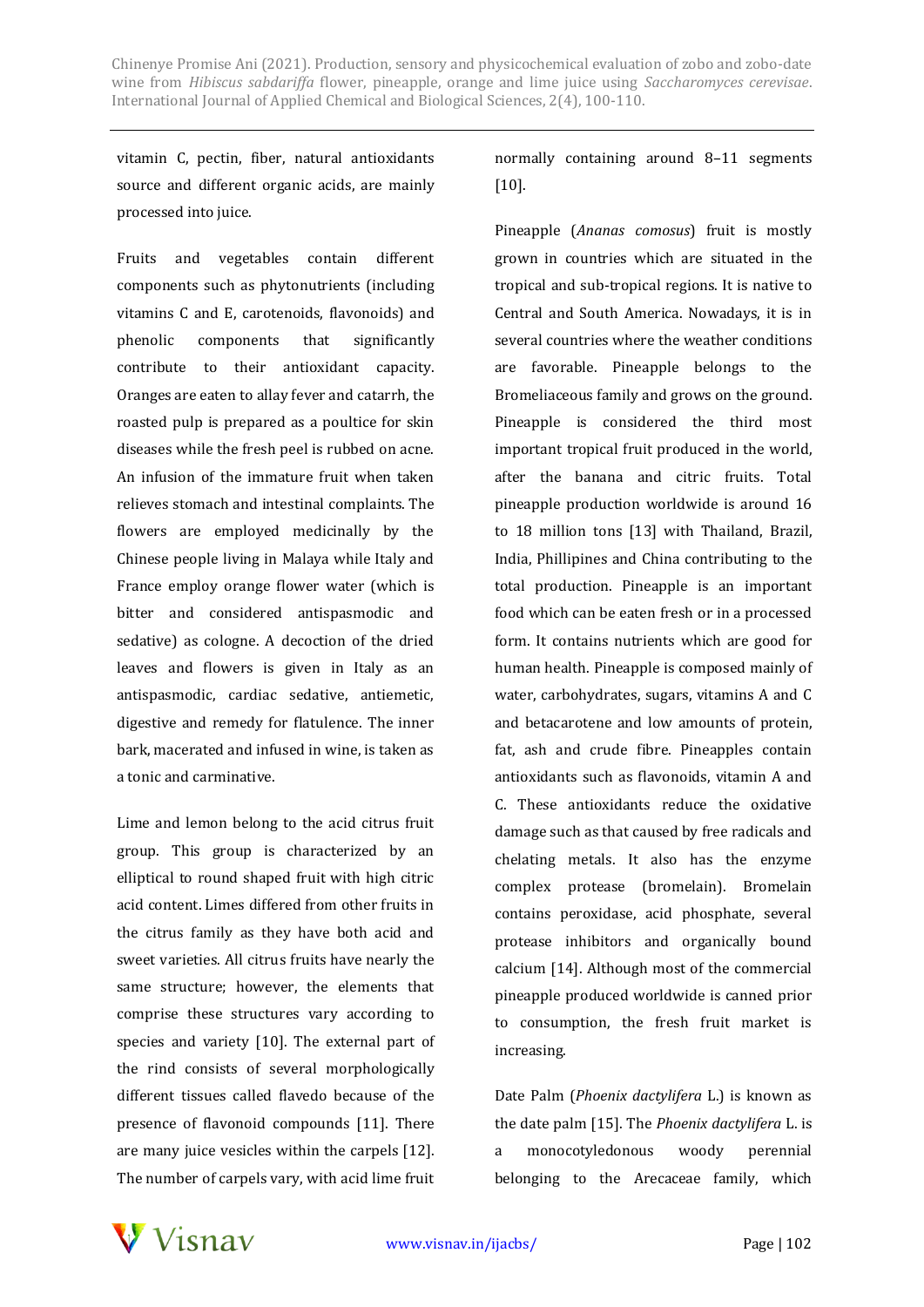vitamin C, pectin, fiber, natural antioxidants source and different organic acids, are mainly processed into juice.

Fruits and vegetables contain different components such as phytonutrients (including vitamins C and E, carotenoids, flavonoids) and phenolic components that significantly contribute to their antioxidant capacity. Oranges are eaten to allay fever and catarrh, the roasted pulp is prepared as a poultice for skin diseases while the fresh peel is rubbed on acne. An infusion of the immature fruit when taken relieves stomach and intestinal complaints. The flowers are employed medicinally by the Chinese people living in Malaya while Italy and France employ orange flower water (which is bitter and considered antispasmodic and sedative) as cologne. A decoction of the dried leaves and flowers is given in Italy as an antispasmodic, cardiac sedative, antiemetic, digestive and remedy for flatulence. The inner bark, macerated and infused in wine, is taken as a tonic and carminative.

Lime and lemon belong to the acid citrus fruit group. This group is characterized by an elliptical to round shaped fruit with high citric acid content. Limes differed from other fruits in the citrus family as they have both acid and sweet varieties. All citrus fruits have nearly the same structure; however, the elements that comprise these structures vary according to species and variety [10]. The external part of the rind consists of several morphologically different tissues called flavedo because of the presence of flavonoid compounds [11]. There are many juice vesicles within the carpels [12]. The number of carpels vary, with acid lime fruit normally containing around 8–11 segments [10].

Pineapple (*Ananas comosus*) fruit is mostly grown in countries which are situated in the tropical and sub-tropical regions. It is native to Central and South America. Nowadays, it is in several countries where the weather conditions are favorable. Pineapple belongs to the Bromeliaceous family and grows on the ground. Pineapple is considered the third most important tropical fruit produced in the world, after the banana and citric fruits. Total pineapple production worldwide is around 16 to 18 million tons [13] with Thailand, Brazil, India, Phillipines and China contributing to the total production. Pineapple is an important food which can be eaten fresh or in a processed form. It contains nutrients which are good for human health. Pineapple is composed mainly of water, carbohydrates, sugars, vitamins A and C and betacarotene and low amounts of protein, fat, ash and crude fibre. Pineapples contain antioxidants such as flavonoids, vitamin A and C. These antioxidants reduce the oxidative damage such as that caused by free radicals and chelating metals. It also has the enzyme complex protease (bromelain). Bromelain contains peroxidase, acid phosphate, several protease inhibitors and organically bound calcium [14]. Although most of the commercial pineapple produced worldwide is canned prior to consumption, the fresh fruit market is increasing.

Date Palm (*Phoenix dactylifera* L.) is known as the date palm [15]. The *Phoenix dactylifera* L. is a monocotyledonous woody perennial belonging to the Arecaceae family, which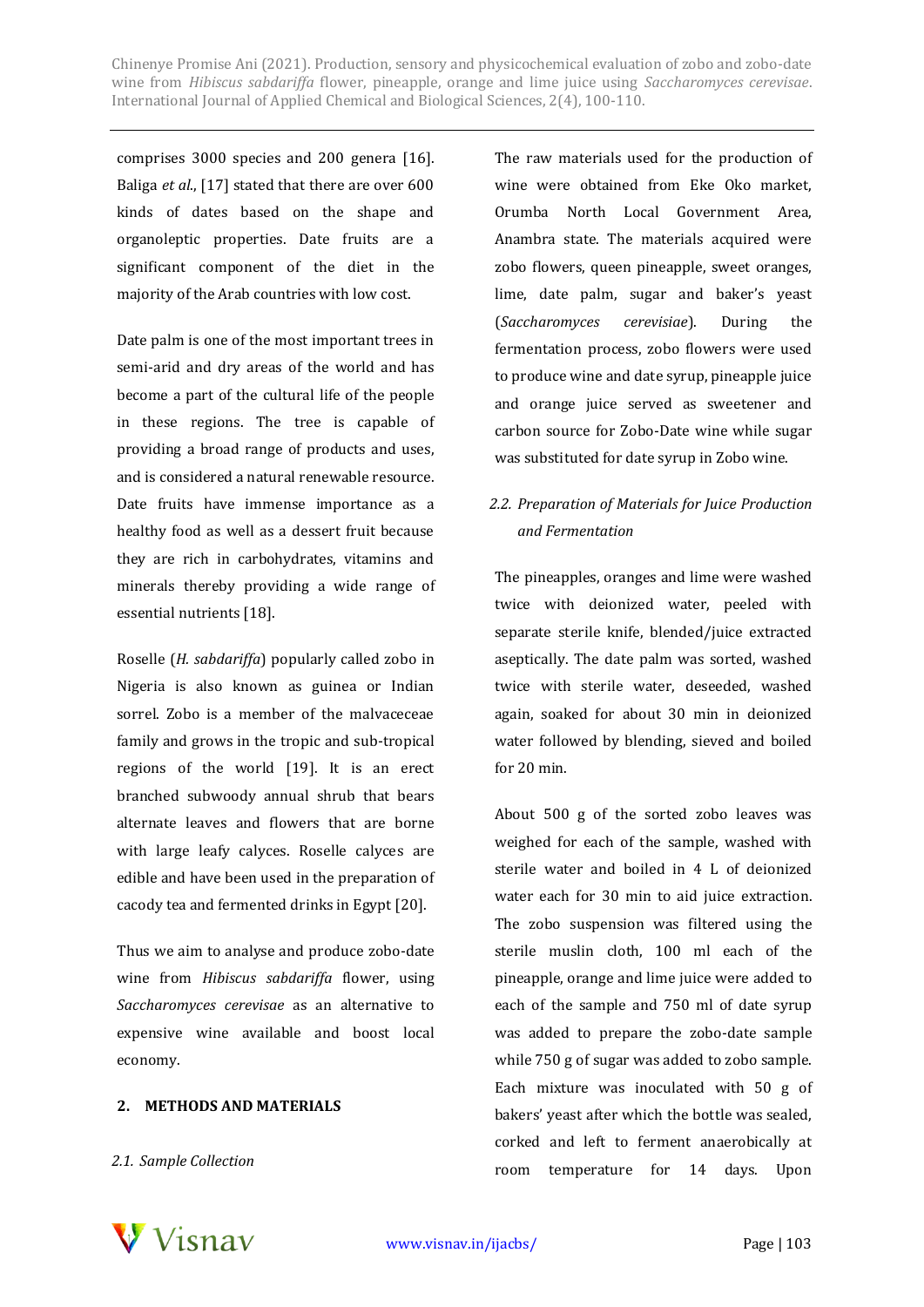comprises 3000 species and 200 genera [16]. Baliga *et al.*, [17] stated that there are over 600 kinds of dates based on the shape and organoleptic properties. Date fruits are a significant component of the diet in the majority of the Arab countries with low cost.

Date palm is one of the most important trees in semi-arid and dry areas of the world and has become a part of the cultural life of the people in these regions. The tree is capable of providing a broad range of products and uses, and is considered a natural renewable resource. Date fruits have immense importance as a healthy food as well as a dessert fruit because they are rich in carbohydrates, vitamins and minerals thereby providing a wide range of essential nutrients [18].

Roselle (*H. sabdariffa*) popularly called zobo in Nigeria is also known as guinea or Indian sorrel. Zobo is a member of the malvaceceae family and grows in the tropic and sub-tropical regions of the world [19]. It is an erect branched subwoody annual shrub that bears alternate leaves and flowers that are borne with large leafy calyces. Roselle calyces are edible and have been used in the preparation of cacody tea and fermented drinks in Egypt [20].

Thus we aim to analyse and produce zobo-date wine from *Hibiscus sabdariffa* flower, using *Saccharomyces cerevisae* as an alternative to expensive wine available and boost local economy.

## 2. METHODS AND MATERIALS

### 2.1. Sample Collection

The raw materials used for the production of wine were obtained from Eke Oko market, Orumba North Local Government Area, Anambra state. The materials acquired were zobo flowers, queen pineapple, sweet oranges, lime, date palm, sugar and baker's yeast (*Saccharomyces cerevisiae*). During the fermentation process, zobo flowers were used to produce wine and date syrup, pineapple juice and orange juice served as sweetener and carbon source for Zobo-Date wine while sugar was substituted for date syrup in Zobo wine.

### 2.2. Preparation of Materials for Juice Production and Fermentation

The pineapples, oranges and lime were washed twice with deionized water, peeled with separate sterile knife, blended/juice extracted aseptically. The date palm was sorted, washed twice with sterile water, deseeded, washed again, soaked for about 30 min in deionized water followed by blending, sieved and boiled for 20 min.

About 500 g of the sorted zobo leaves was weighed for each of the sample, washed with sterile water and boiled in 4 L of deionized water each for 30 min to aid juice extraction. The zobo suspension was filtered using the sterile muslin cloth, 100 ml each of the pineapple, orange and lime juice were added to each of the sample and 750 ml of date syrup was added to prepare the zobo-date sample while 750 g of sugar was added to zobo sample. Each mixture was inoculated with 50 g of bakers' yeast after which the bottle was sealed, corked and left to ferment anaerobically at room temperature for 14 days. Upon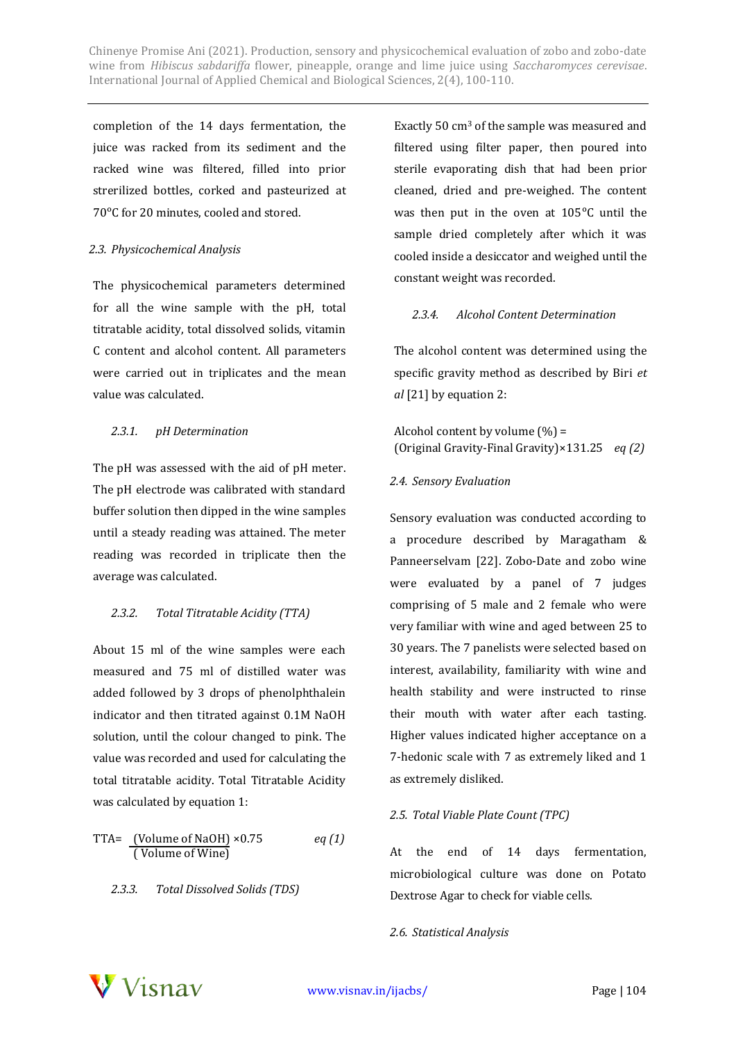completion of the 14 days fermentation, the juice was racked from its sediment and the racked wine was filtered, filled into prior strerilized bottles, corked and pasteurized at 70°C for 20 minutes, cooled and stored.

### *2.3. Physicochemical Analysis*

The physicochemical parameters determined for all the wine sample with the pH, total titratable acidity, total dissolved solids, vitamin C content and alcohol content. All parameters were carried out in triplicates and the mean value was calculated.

#### *2.3.1. pH Determination*

The pH was assessed with the aid of pH meter. The pH electrode was calibrated with standard buffer solution then dipped in the wine samples until a steady reading was attained. The meter reading was recorded in triplicate then the average was calculated.

#### *2.3.2. Total Titratable Acidity (TTA)*

About 15 ml of the wine samples were each measured and 75 ml of distilled water was added followed by 3 drops of phenolphthalein indicator and then titrated against 0.1M NaOH solution, until the colour changed to pink. The value was recorded and used for calculating the total titratable acidity. Total Titratable Acidity was calculated by equation 1:

$$\text{TTA} = \frac{(\text{Volume of NaOH})}{(\text{Volume of Wine})} \times 0.75 \qquad eq\ (1)$$

#### *2.3.3. Total Dissolved Solids (TDS)*

Exactly 50 cm³ of the sample was measured and filtered using filter paper, then poured into sterile evaporating dish that had been prior cleaned, dried and pre-weighed. The content was then put in the oven at 105°C until the sample dried completely after which it was cooled inside a desiccator and weighed until the constant weight was recorded.

#### *2.3.4. Alcohol Content Determination*

The alcohol content was determined using the specific gravity method as described by Biri *et al* [21] by equation 2:

$$\text{Alcohol content by volume (\%)} = (\text{Original Gravity} - \text{Final Gravity}) \times 131.25 \qquad eq\ (2)$$

### *2.4. Sensory Evaluation*

Sensory evaluation was conducted according to a procedure described by Maragatham & Panneerselvam [22]. Zobo-Date and zobo wine were evaluated by a panel of 7 judges comprising of 5 male and 2 female who were very familiar with wine and aged between 25 to 30 years. The 7 panelists were selected based on interest, availability, familiarity with wine and health stability and were instructed to rinse their mouth with water after each tasting. Higher values indicated higher acceptance on a 7-hedonic scale with 7 as extremely liked and 1 as extremely disliked.

### *2.5. Total Viable Plate Count (TPC)*

At the end of 14 days fermentation, microbiological culture was done on Potato Dextrose Agar to check for viable cells.

### *2.6. Statistical Analysis*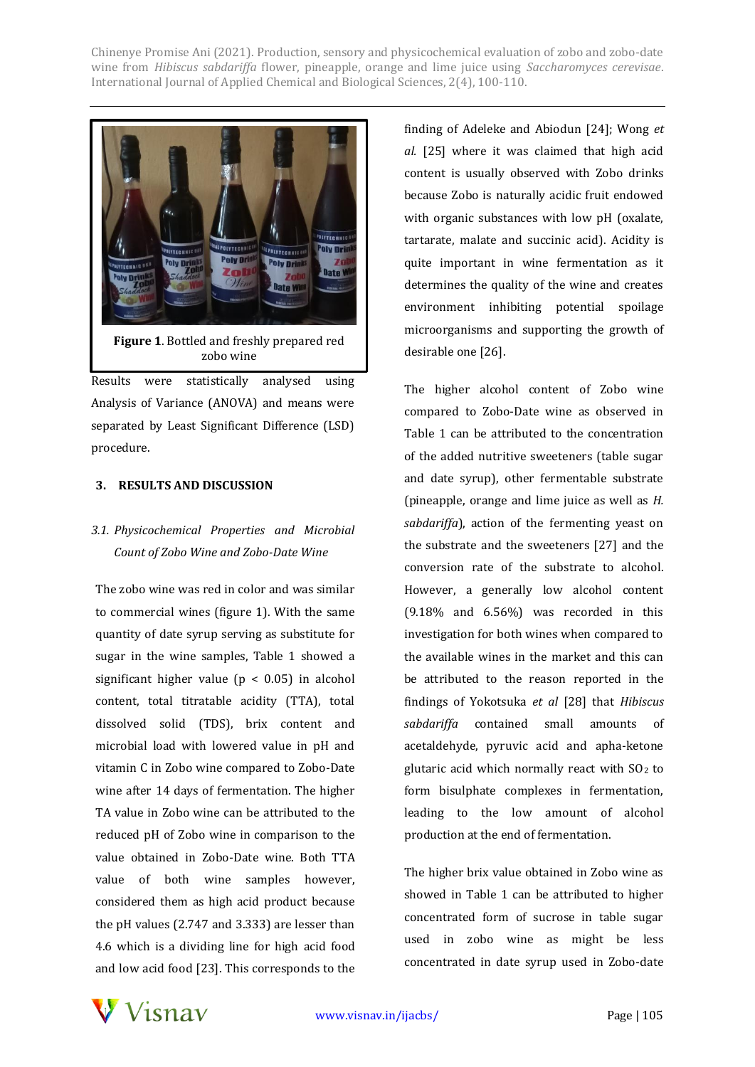Figure 1. Bottled and freshly prepared red zobo wine

Results were statistically analysed using Analysis of Variance (ANOVA) and means were separated by Least Significant Difference (LSD) procedure.

## 3. RESULTS AND DISCUSSION

### *3.1. Physicochemical Properties and Microbial Count of Zobo Wine and Zobo-Date Wine*

The zobo wine was red in color and was similar to commercial wines (figure 1). With the same quantity of date syrup serving as substitute for sugar in the wine samples, Table 1 showed a significant higher value ($p < 0.05$) in alcohol content, total titratable acidity (TTA), total dissolved solid (TDS), brix content and microbial load with lowered value in pH and vitamin C in Zobo wine compared to Zobo-Date wine after 14 days of fermentation. The higher TA value in Zobo wine can be attributed to the reduced pH of Zobo wine in comparison to the value obtained in Zobo-Date wine. Both TTA value of both wine samples however, considered them as high acid product because the pH values (2.747 and 3.333) are lesser than 4.6 which is a dividing line for high acid food and low acid food [23]. This corresponds to the finding of Adeleke and Abiodun [24]; Wong *et al.* [25] where it was claimed that high acid content is usually observed with Zobo drinks because Zobo is naturally acidic fruit endowed with organic substances with low pH (oxalate, tartarate, malate and succinic acid). Acidity is quite important in wine fermentation as it determines the quality of the wine and creates environment inhibiting potential spoilage microorganisms and supporting the growth of desirable one [26].

The higher alcohol content of Zobo wine compared to Zobo-Date wine as observed in Table 1 can be attributed to the concentration of the added nutritive sweeteners (table sugar and date syrup), other fermentable substrate (pineapple, orange and lime juice as well as *H. sabdariffa*), action of the fermenting yeast on the substrate and the sweeteners [27] and the conversion rate of the substrate to alcohol. However, a generally low alcohol content (9.18% and 6.56%) was recorded in this investigation for both wines when compared to the available wines in the market and this can be attributed to the reason reported in the findings of Yokotsuka *et al* [28] that *Hibiscus sabdariffa* contained small amounts of acetaldehyde, pyruvic acid and apha-ketone glutaric acid which normally react with $SO_2$ to form bisulphate complexes in fermentation, leading to the low amount of alcohol production at the end of fermentation.

The higher brix value obtained in Zobo wine as showed in Table 1 can be attributed to higher concentrated form of sucrose in table sugar used in zobo wine as might be less concentrated in date syrup used in Zobo-date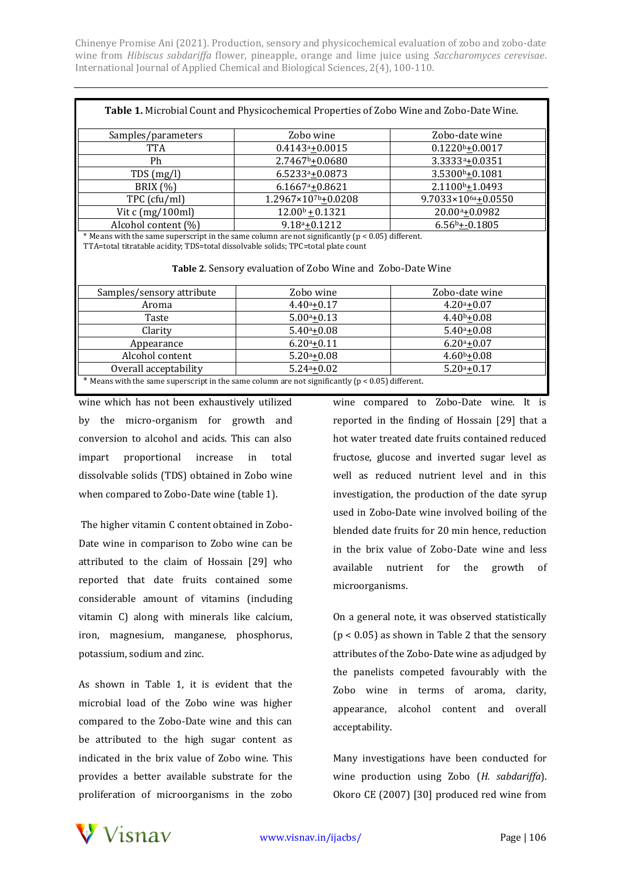**Table 1.** Microbial Count and Physicochemical Properties of Zobo Wine and Zobo-Date Wine.

| Samples/parameters | Zobo wine | Zobo-date wine |
|---|---|---|
| TTA | $0.4143^{a}\pm0.0015$ | $0.1220^{b}\pm0.0017$ |
| Ph | $2.7467^{b}\pm0.0680$ | $3.3333^{a}\pm0.0351$ |
| TDS (mg/l) | $6.5233^{a}\pm0.0873$ | $3.5300^{b}\pm0.1081$ |
| BRIX (%) | $6.1667^{a}\pm0.8621$ | $2.1100^{b}\pm1.0493$ |
| TPC (cfu/ml) | $1.2967\times10^{7b}\pm0.0208$ | $9.7033\times10^{6a}\pm0.0550$ |
| Vit c (mg/100ml) | $12.00^{b}\pm0.1321$ | $20.00^{a}\pm0.0982$ |
| Alcohol content (%) | $9.18^{a}\pm0.1212$ | $6.56^{b}\pm$-0.1805 |

\* Means with the same superscript in the same column are not significantly ($p < 0.05$) different.
TTA=total titratable acidity; TDS=total dissolvable solids; TPC=total plate count

**Table 2**. Sensory evaluation of Zobo Wine and Zobo-Date Wine

| Samples/sensory attribute | Zobo wine | Zobo-date wine |
|---|---|---|
| Aroma | $4.40^{a}\pm0.17$ | $4.20^{a}\pm0.07$ |
| Taste | $5.00^{a}\pm0.13$ | $4.40^{b}\pm0.08$ |
| Clarity | $5.40^{a}\pm0.08$ | $5.40^{a}\pm0.08$ |
| Appearance | $6.20^{a}\pm0.11$ | $6.20^{a}\pm0.07$ |
| Alcohol content | $5.20^{a}\pm0.08$ | $4.60^{b}\pm0.08$ |
| Overall acceptability | $5.24^{a}\pm0.02$ | $5.20^{a}\pm0.17$ |

\* Means with the same superscript in the same column are not significantly ($p < 0.05$) different.

wine which has not been exhaustively utilized by the micro-organism for growth and conversion to alcohol and acids. This can also impart proportional increase in total dissolvable solids (TDS) obtained in Zobo wine when compared to Zobo-Date wine (table 1).

The higher vitamin C content obtained in Zobo-Date wine in comparison to Zobo wine can be attributed to the claim of Hossain [29] who reported that date fruits contained some considerable amount of vitamins (including vitamin C) along with minerals like calcium, iron, magnesium, manganese, phosphorus, potassium, sodium and zinc.

As shown in Table 1, it is evident that the microbial load of the Zobo wine was higher compared to the Zobo-Date wine and this can be attributed to the high sugar content as indicated in the brix value of Zobo wine. This provides a better available substrate for the proliferation of microorganisms in the zobo wine compared to Zobo-Date wine. It is reported in the finding of Hossain [29] that a hot water treated date fruits contained reduced fructose, glucose and inverted sugar level as well as reduced nutrient level and in this investigation, the production of the date syrup used in Zobo-Date wine involved boiling of the blended date fruits for 20 min hence, reduction in the brix value of Zobo-Date wine and less available nutrient for the growth of microorganisms.

On a general note, it was observed statistically ($p < 0.05$) as shown in Table 2 that the sensory attributes of the Zobo-Date wine as adjudged by the panelists competed favourably with the Zobo wine in terms of aroma, clarity, appearance, alcohol content and overall acceptability.

Many investigations have been conducted for wine production using Zobo (*H. sabdariffa*). Okoro CE (2007) [30] produced red wine from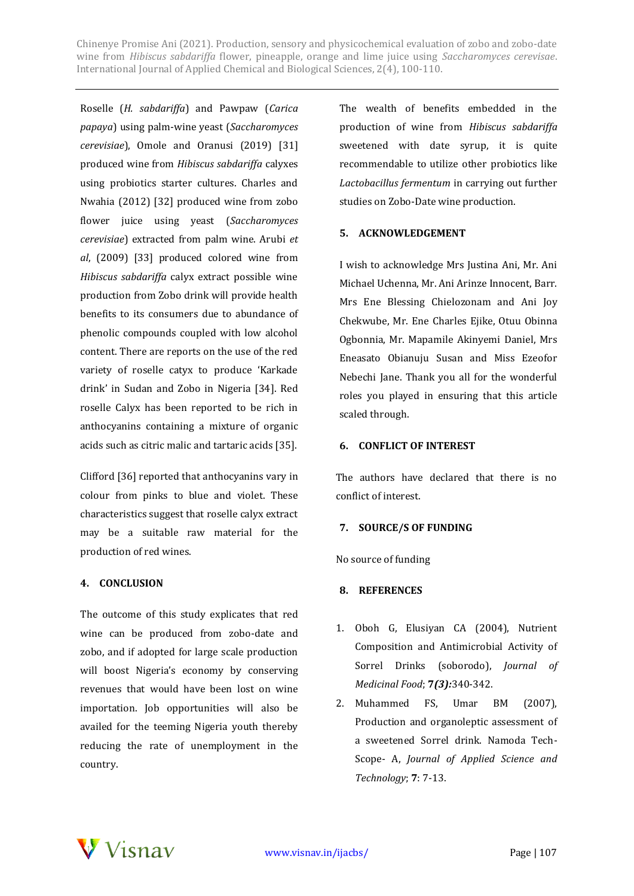Roselle (*H. sabdariffa*) and Pawpaw (*Carica papaya*) using palm-wine yeast (*Saccharomyces cerevisiae*), Omole and Oranusi (2019) [31] produced wine from *Hibiscus sabdariffa* calyxes using probiotics starter cultures. Charles and Nwahia (2012) [32] produced wine from zobo flower juice using yeast (*Saccharomyces cerevisiae*) extracted from palm wine. Arubi *et al*, (2009) [33] produced colored wine from *Hibiscus sabdariffa* calyx extract possible wine production from Zobo drink will provide health benefits to its consumers due to abundance of phenolic compounds coupled with low alcohol content. There are reports on the use of the red variety of roselle catyx to produce 'Karkade drink' in Sudan and Zobo in Nigeria [34]. Red roselle Calyx has been reported to be rich in anthocyanins containing a mixture of organic acids such as citric malic and tartaric acids [35].

Clifford [36] reported that anthocyanins vary in colour from pinks to blue and violet. These characteristics suggest that roselle calyx extract may be a suitable raw material for the production of red wines.

## 4. CONCLUSION

The outcome of this study explicates that red wine can be produced from zobo-date and zobo, and if adopted for large scale production will boost Nigeria's economy by conserving revenues that would have been lost on wine importation. Job opportunities will also be availed for the teeming Nigeria youth thereby reducing the rate of unemployment in the country.

The wealth of benefits embedded in the production of wine from *Hibiscus sabdariffa* sweetened with date syrup, it is quite recommendable to utilize other probiotics like *Lactobacillus fermentum* in carrying out further studies on Zobo-Date wine production.

## 5. ACKNOWLEDGEMENT

I wish to acknowledge Mrs Justina Ani, Mr. Ani Michael Uchenna, Mr. Ani Arinze Innocent, Barr. Mrs Ene Blessing Chielozonam and Ani Joy Chekwube, Mr. Ene Charles Ejike, Otuu Obinna Ogbonnia, Mr. Mapamile Akinyemi Daniel, Mrs Eneasato Obianuju Susan and Miss Ezeofor Nebechi Jane. Thank you all for the wonderful roles you played in ensuring that this article scaled through.

## 6. CONFLICT OF INTEREST

The authors have declared that there is no conflict of interest.

## 7. SOURCE/S OF FUNDING

No source of funding

## 8. REFERENCES

1. Oboh G, Elusiyan CA (2004), Nutrient Composition and Antimicrobial Activity of Sorrel Drinks (soborodo), *Journal of Medicinal Food*; **7*(3)*:**340-342.
2. Muhammed FS, Umar BM (2007), Production and organoleptic assessment of a sweetened Sorrel drink. Namoda Tech-Scope- A, *Journal of Applied Science and Technology*; **7**: 7-13.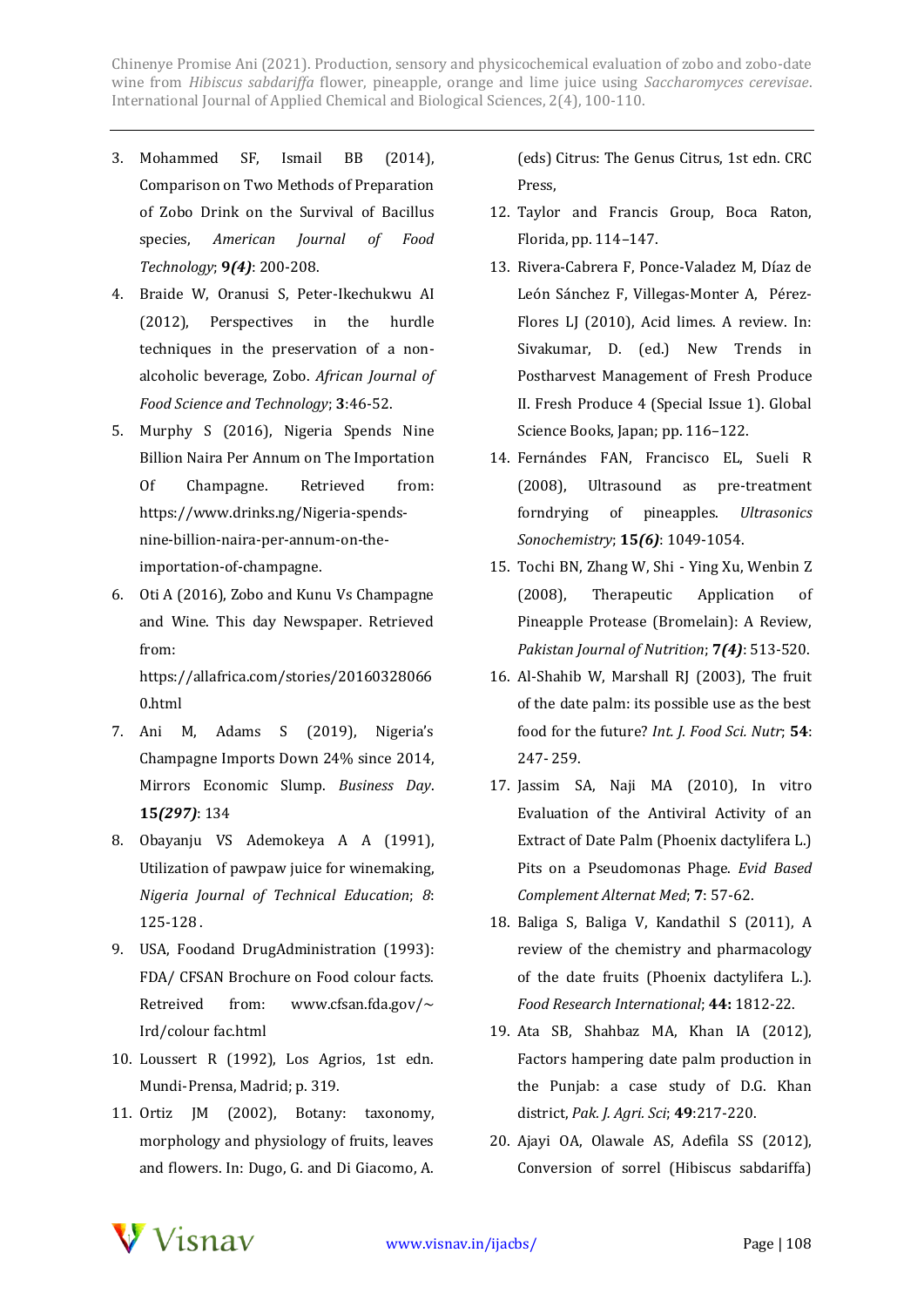3. Mohammed SF, Ismail BB (2014), Comparison on Two Methods of Preparation of Zobo Drink on the Survival of Bacillus species, *American Journal of Food Technology*; **9*(4)***: 200-208.
4. Braide W, Oranusi S, Peter-Ikechukwu AI (2012), Perspectives in the hurdle techniques in the preservation of a non-alcoholic beverage, Zobo. *African Journal of Food Science and Technology*; **3**:46-52.
5. Murphy S (2016), Nigeria Spends Nine Billion Naira Per Annum on The Importation Of Champagne. Retrieved from: https://www.drinks.ng/Nigeria-spends-nine-billion-naira-per-annum-on-the-importation-of-champagne.
6. Oti A (2016), Zobo and Kunu Vs Champagne and Wine. This day Newspaper. Retrieved from: https://allafrica.com/stories/201603280660.html
7. Ani M, Adams S (2019), Nigeria's Champagne Imports Down 24% since 2014, Mirrors Economic Slump. *Business Day*. **15*(297)***: 134
8. Obayanju VS Ademokeya A A (1991), Utilization of pawpaw juice for winemaking, *Nigeria Journal of Technical Education*; *8*: 125-128 .
9. USA, Foodand DrugAdministration (1993): FDA/ CFSAN Brochure on Food colour facts. Retreived from: www.cfsan.fda.gov/~Ird/colour fac.html
10. Loussert R (1992), Los Agrios, 1st edn. Mundi-Prensa, Madrid; p. 319.
11. Ortiz JM (2002), Botany: taxonomy, morphology and physiology of fruits, leaves and flowers. In: Dugo, G. and Di Giacomo, A. (eds) Citrus: The Genus Citrus, 1st edn. CRC Press,
12. Taylor and Francis Group, Boca Raton, Florida, pp. 114–147.
13. Rivera-Cabrera F, Ponce-Valadez M, Díaz de León Sánchez F, Villegas-Monter A, Pérez-Flores LJ (2010), Acid limes. A review. In: Sivakumar, D. (ed.) New Trends in Postharvest Management of Fresh Produce II. Fresh Produce 4 (Special Issue 1). Global Science Books, Japan; pp. 116–122.
14. Fernándes FAN, Francisco EL, Sueli R (2008), Ultrasound as pre-treatment forndrying of pineapples. *Ultrasonics Sonochemistry*; **15*(6)***: 1049-1054.
15. Tochi BN, Zhang W, Shi - Ying Xu, Wenbin Z (2008), Therapeutic Application of Pineapple Protease (Bromelain): A Review, *Pakistan Journal of Nutrition*; **7*(4)***: 513-520.
16. Al-Shahib W, Marshall RJ (2003), The fruit of the date palm: its possible use as the best food for the future? *Int. J. Food Sci. Nutr*; **54**: 247- 259.
17. Jassim SA, Naji MA (2010), In vitro Evaluation of the Antiviral Activity of an Extract of Date Palm (Phoenix dactylifera L.) Pits on a Pseudomonas Phage. *Evid Based Complement Alternat Med*; **7**: 57-62.
18. Baliga S, Baliga V, Kandathil S (2011), A review of the chemistry and pharmacology of the date fruits (Phoenix dactylifera L.). *Food Research International*; **44:** 1812-22.
19. Ata SB, Shahbaz MA, Khan IA (2012), Factors hampering date palm production in the Punjab: a case study of D.G. Khan district, *Pak. J. Agri. Sci*; **49**:217-220.
20. Ajayi OA, Olawale AS, Adefila SS (2012), Conversion of sorrel (Hibiscus sabdariffa)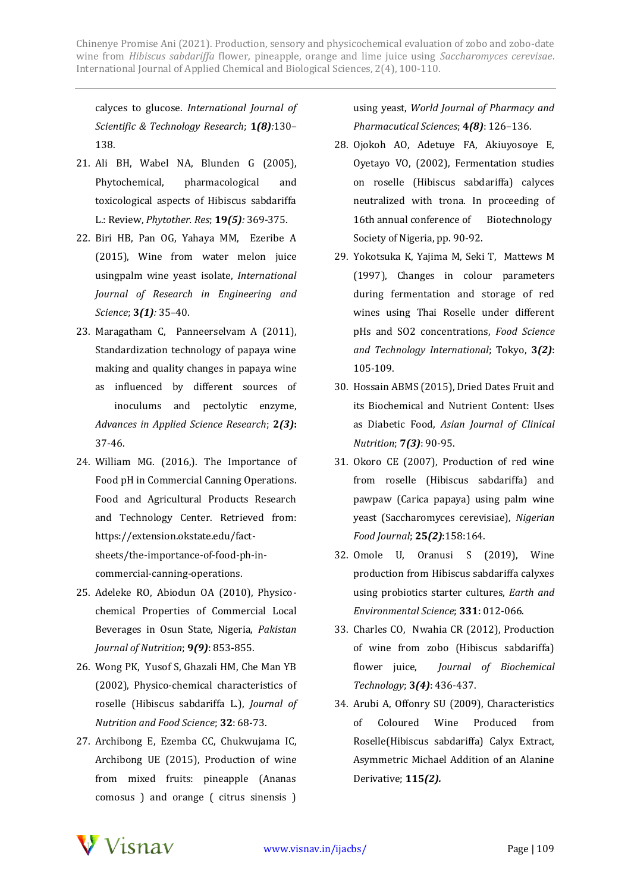calyces to glucose. *International Journal of Scientific & Technology Research*; **1*(8)***:130–138.

21. Ali BH, Wabel NA, Blunden G (2005), Phytochemical, pharmacological and toxicological aspects of Hibiscus sabdariffa L.: Review, *Phytother. Res*; **19*(5)***: 369-375.
22. Biri HB, Pan OG, Yahaya MM, Ezeribe A (2015), Wine from water melon juice usingpalm wine yeast isolate, *International Journal of Research in Engineering and Science*; **3*(1)***: 35–40.
23. Maragatham C, Panneerselvam A (2011), Standardization technology of papaya wine making and quality changes in papaya wine as influenced by different sources of inoculums and pectolytic enzyme, *Advances in Applied Science Research*; **2*(3)*:** 37-46.
24. William MG. (2016,). The Importance of Food pH in Commercial Canning Operations. Food and Agricultural Products Research and Technology Center. Retrieved from: https://extension.okstate.edu/fact-sheets/the-importance-of-food-ph-in-commercial-canning-operations.
25. Adeleke RO, Abiodun OA (2010), Physico-chemical Properties of Commercial Local Beverages in Osun State, Nigeria, *Pakistan Journal of Nutrition*; **9*(9)***: 853-855.
26. Wong PK, Yusof S, Ghazali HM, Che Man YB (2002), Physico-chemical characteristics of roselle (Hibiscus sabdariffa L.), *Journal of Nutrition and Food Science*; **32**: 68-73.
27. Archibong E, Ezemba CC, Chukwujama IC, Archibong UE (2015), Production of wine from mixed fruits: pineapple (Ananas comosus ) and orange ( citrus sinensis ) using yeast, *World Journal of Pharmacy and Pharmaceutical Sciences*; **4*(8)***: 126–136.
28. Ojokoh AO, Adetuye FA, Akiuyosoye E, Oyetayo VO, (2002), Fermentation studies on roselle (Hibiscus sabdariffa) calyces neutralized with trona. In proceeding of 16th annual conference of Biotechnology Society of Nigeria, pp. 90-92.
29. Yokotsuka K, Yajima M, Seki T, Mattews M (1997), Changes in colour parameters during fermentation and storage of red wines using Thai Roselle under different pHs and SO2 concentrations, *Food Science and Technology International*; Tokyo, **3*(2)***: 105-109.
30. Hossain ABMS (2015), Dried Dates Fruit and its Biochemical and Nutrient Content: Uses as Diabetic Food, *Asian Journal of Clinical Nutrition*; **7*(3)***: 90-95.
31. Okoro CE (2007), Production of red wine from roselle (Hibiscus sabdariffa) and pawpaw (Carica papaya) using palm wine yeast (Saccharomyces cerevisiae), *Nigerian Food Journal*; **25*(2)***:158:164.
32. Omole U, Oranusi S (2019), Wine production from Hibiscus sabdariffa calyxes using probiotics starter cultures, *Earth and Environmental Science*; **331**: 012-066.
33. Charles CO, Nwahia CR (2012), Production of wine from zobo (Hibiscus sabdariffa) flower juice, *Journal of Biochemical Technology*; **3*(4)***: 436-437.
34. Arubi A, Offonry SU (2009), Characteristics of Coloured Wine Produced from Roselle(Hibiscus sabdariffa) Calyx Extract, Asymmetric Michael Addition of an Alanine Derivative; **115*(2).***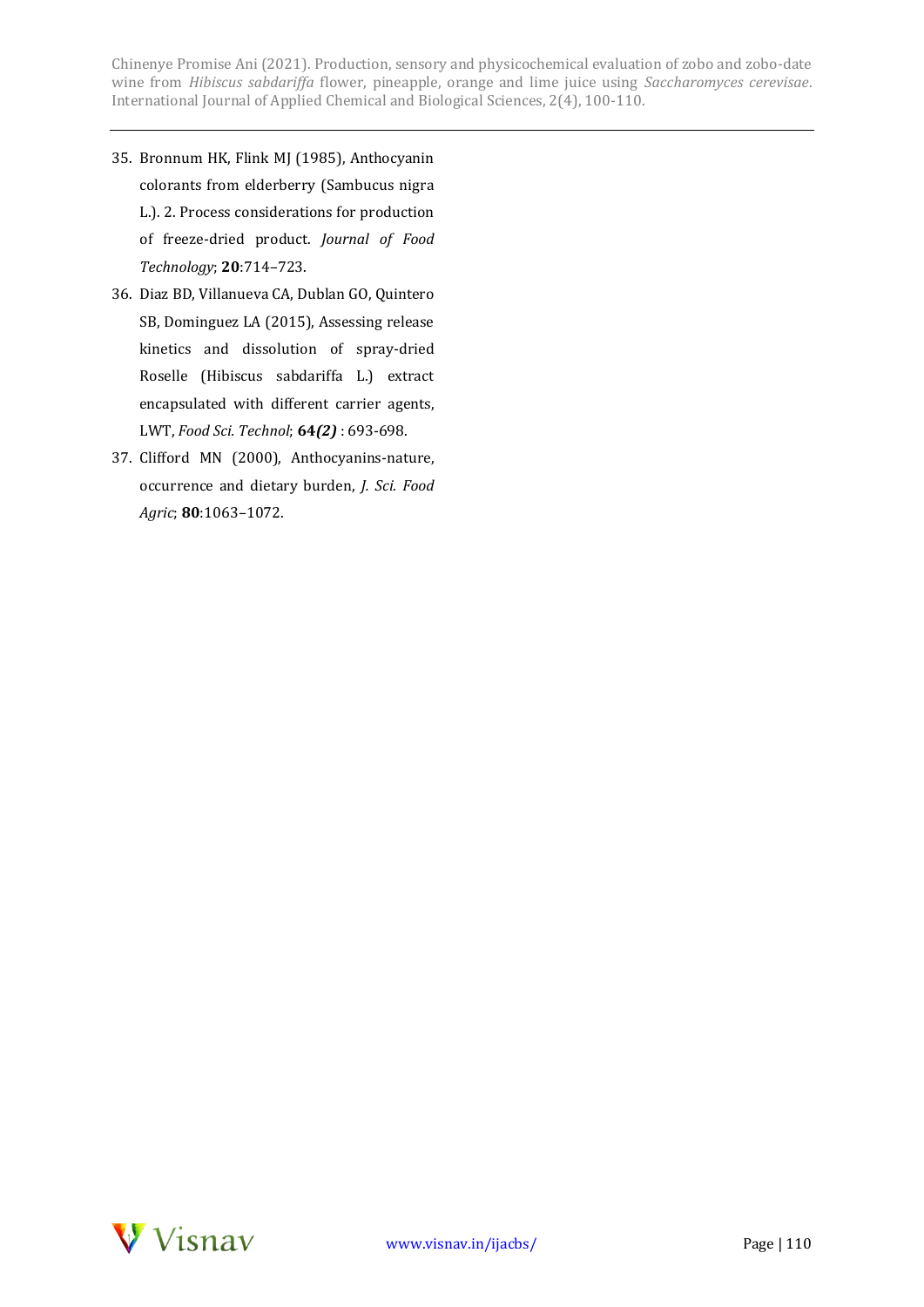35. Bronnum HK, Flink MJ (1985), Anthocyanin colorants from elderberry (Sambucus nigra L.). 2. Process considerations for production of freeze-dried product. *Journal of Food Technology*; **20**:714–723.
36. Diaz BD, Villanueva CA, Dublan GO, Quintero SB, Dominguez LA (2015), Assessing release kinetics and dissolution of spray-dried Roselle (Hibiscus sabdariffa L.) extract encapsulated with different carrier agents, LWT, *Food Sci. Technol*; **64*(2)*** : 693-698.
37. Clifford MN (2000), Anthocyanins-nature, occurrence and dietary burden, *J. Sci. Food Agric*; **80**:1063–1072.